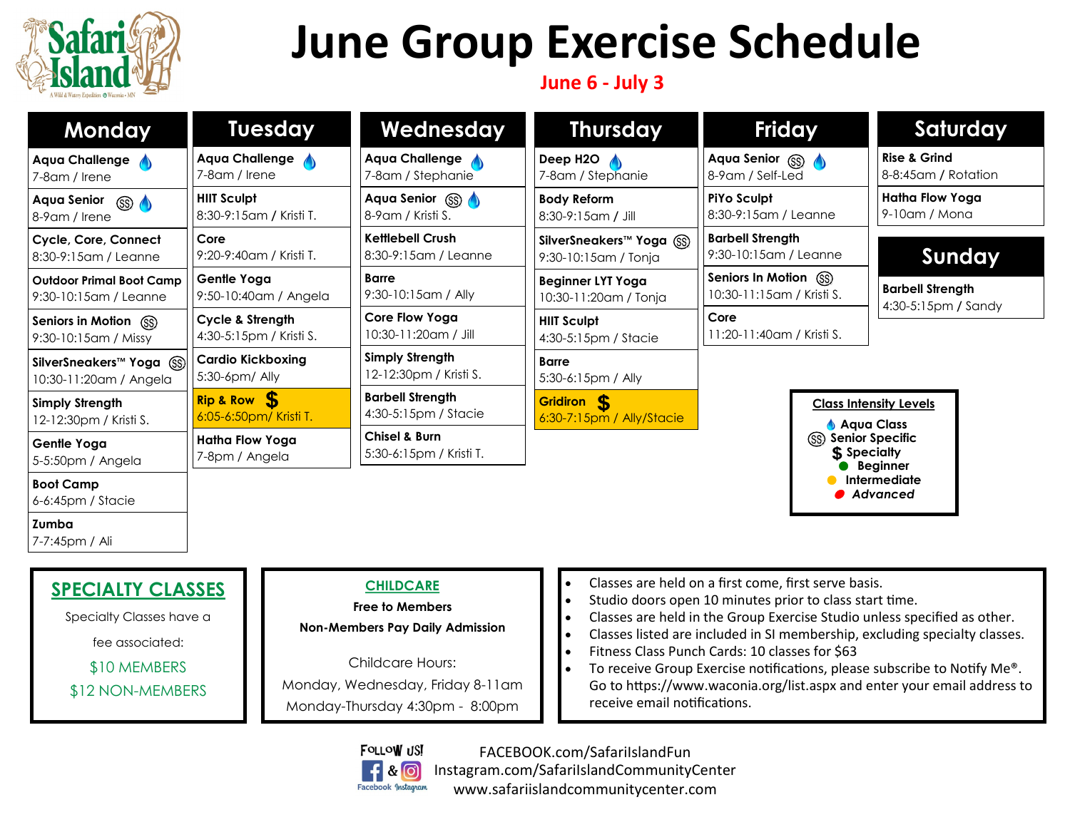# June Group Exercise Schedule

**June 6 - July 3**

## Monday

- **Aqua Challenge** 💧 — 7-8am / Irene
- **Aqua Senior** (SS) 💧 — 8-9am / Irene
- **Cycle, Core, Connect** — 8:30-9:15am / Leanne
- **Outdoor Primal Boot Camp** — 9:30-10:15am / Leanne
- **Seniors in Motion** (SS) — 9:30-10:15am / Missy
- **SilverSneakers™ Yoga** (SS) — 10:30-11:20am / Angela
- **Simply Strength** — 12-12:30pm / Kristi S.
- **Gentle Yoga** — 5-5:50pm / Angela
- **Boot Camp** — 6-6:45pm / Stacie
- **Zumba** — 7-7:45pm / Ali

## Tuesday

- **Aqua Challenge** 💧 — 7-8am / Irene
- **HIIT Sculpt** — 8:30-9:15am / Kristi T.
- **Core** — 9:20-9:40am / Kristi T.
- **Gentle Yoga** — 9:50-10:40am / Angela
- **Cycle & Strength** — 4:30-5:15pm / Kristi S.
- **Cardio Kickboxing** — 5:30-6pm/ Ally
- **Rip & Row** $ — 6:05-6:50pm/ Kristi T.
- **Hatha Flow Yoga** — 7-8pm / Angela

## Wednesday

- **Aqua Challenge** 💧 — 7-8am / Stephanie
- **Aqua Senior** (SS) 💧 — 8-9am / Kristi S.
- **Kettlebell Crush** — 8:30-9:15am / Leanne
- **Barre** — 9:30-10:15am / Ally
- **Core Flow Yoga** — 10:30-11:20am / Jill
- **Simply Strength** — 12-12:30pm / Kristi S.
- **Barbell Strength** — 4:30-5:15pm / Stacie
- **Chisel & Burn** — 5:30-6:15pm / Kristi T.

## Thursday

- **Deep H2O** 💧 — 7-8am / Stephanie
- **Body Reform** — 8:30-9:15am / Jill
- **SilverSneakers™ Yoga** (SS) — 9:30-10:15am / Tonja
- **Beginner LYT Yoga** — 10:30-11:20am / Tonja
- **HIIT Sculpt** — 4:30-5:15pm / Stacie
- **Barre** — 5:30-6:15pm / Ally
- **Gridiron** $ — 6:30-7:15pm / Ally/Stacie

## Friday

- **Aqua Senior** (SS) 💧 — 8-9am / Self-Led
- **PiYo Sculpt** — 8:30-9:15am / Leanne
- **Barbell Strength** — 9:30-10:15am / Leanne
- **Seniors In Motion** (SS) — 10:30-11:15am / Kristi S.
- **Core** — 11:20-11:40am / Kristi S.

## Saturday

- **Rise & Grind** — 8-8:45am / Rotation
- **Hatha Flow Yoga** — 9-10am / Mona

## Sunday

- **Barbell Strength** — 4:30-5:15pm / Sandy

### Class Intensity Levels

- 💧 Aqua Class
- (SS) Senior Specific
- $ Specialty
- 🟢 Beginner
- 🟡 Intermediate
- 🔴 *Advanced*

## SPECIALTY CLASSES

Specialty Classes have a fee associated:

$10 MEMBERS

$12 NON-MEMBERS

## CHILDCARE

**Free to Members**

**Non-Members Pay Daily Admission**

Childcare Hours:

Monday, Wednesday, Friday 8-11am

Monday-Thursday 4:30pm - 8:00pm

- Classes are held on a first come, first serve basis.
- Studio doors open 10 minutes prior to class start time.
- Classes are held in the Group Exercise Studio unless specified as other.
- Classes listed are included in SI membership, excluding specialty classes.
- Fitness Class Punch Cards: 10 classes for $63
- To receive Group Exercise notifications, please subscribe to Notify Me®. Go to https://www.waconia.org/list.aspx and enter your email address to receive email notifications.

FOLLOW US! Facebook & Instagram

FACEBOOK.com/SafariIslandFun

Instagram.com/SafariIslandCommunityCenter

www.safariislandcommunitycenter.com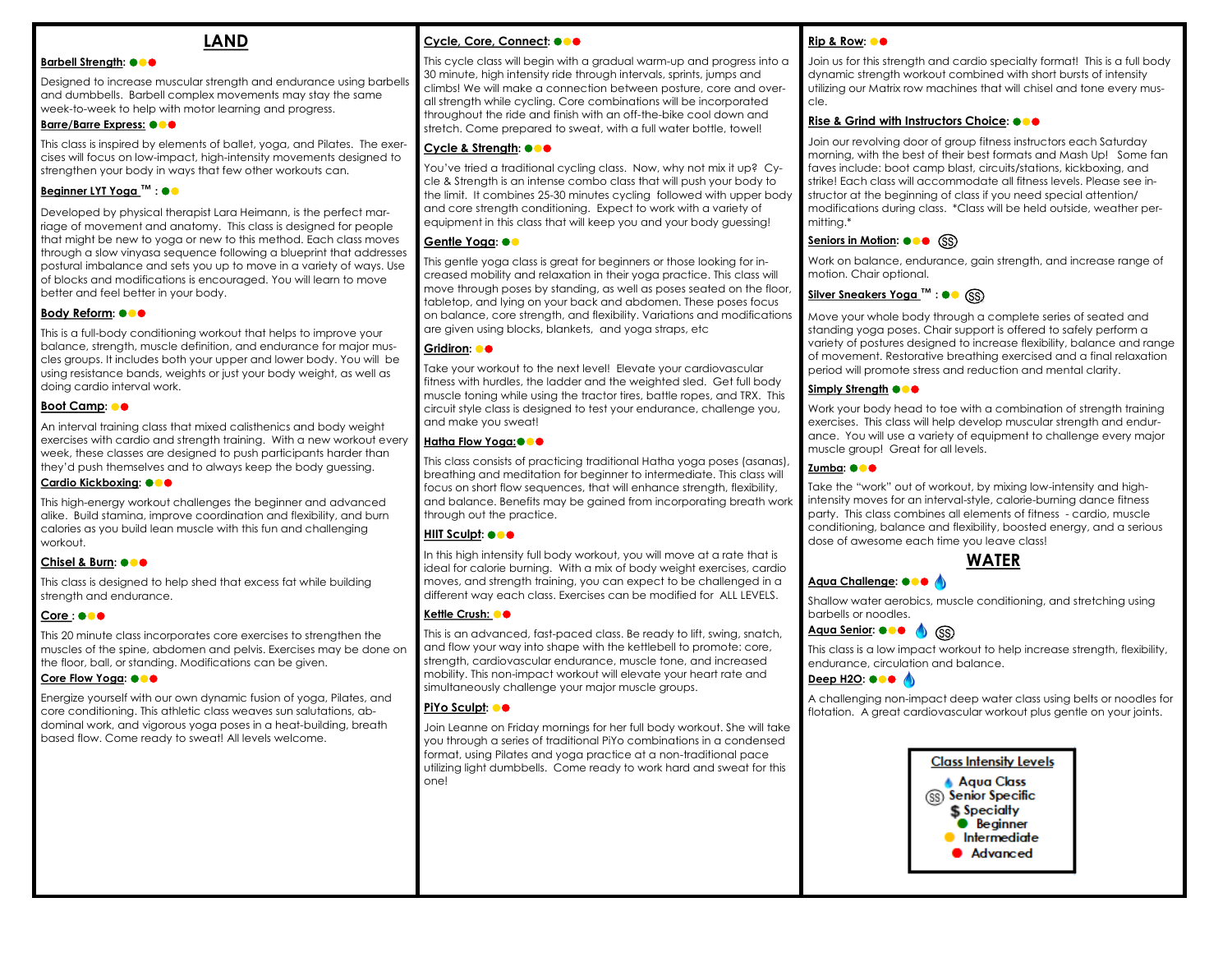## LAND

**Barbell Strength**: 🟢🟡🔴

Designed to increase muscular strength and endurance using barbells and dumbbells. Barbell complex movements may stay the same week-to-week to help with motor learning and progress.

**Barre/Barre Express:** 🟢🟡🔴

This class is inspired by elements of ballet, yoga, and Pilates. The exercises will focus on low-impact, high-intensity movements designed to strengthen your body in ways that few other workouts can.

**Beginner LYT Yoga ™ :** 🟢🟡

Developed by physical therapist Lara Heimann, is the perfect marriage of movement and anatomy. This class is designed for people that might be new to yoga or new to this method. Each class moves through a slow vinyasa sequence following a blueprint that addresses postural imbalance and sets you up to move in a variety of ways. Use of blocks and modifications is encouraged. You will learn to move better and feel better in your body.

**Body Reform**: 🟢🟡🔴

This is a full-body conditioning workout that helps to improve your balance, strength, muscle definition, and endurance for major muscles groups. It includes both your upper and lower body. You will be using resistance bands, weights or just your body weight, as well as doing cardio interval work.

**Boot Camp**: 🟡🔴

An interval training class that mixed calisthenics and body weight exercises with cardio and strength training. With a new workout every week, these classes are designed to push participants harder than they'd push themselves and to always keep the body guessing.

**Cardio Kickboxing**: 🟢🟡🔴

This high-energy workout challenges the beginner and advanced alike. Build stamina, improve coordination and flexibility, and burn calories as you build lean muscle with this fun and challenging workout.

**Chisel & Burn**: 🟢🟡🔴

This class is designed to help shed that excess fat while building strength and endurance.

**Core** : 🟢🟡🔴

This 20 minute class incorporates core exercises to strengthen the muscles of the spine, abdomen and pelvis. Exercises may be done on the floor, ball, or standing. Modifications can be given.

**Core Flow Yoga**: 🟢🟡🔴

Energize yourself with our own dynamic fusion of yoga, Pilates, and core conditioning. This athletic class weaves sun salutations, abdominal work, and vigorous yoga poses in a heat-building, breath based flow. Come ready to sweat! All levels welcome.

**Cycle, Core, Connect**: 🟢🟡🔴

This cycle class will begin with a gradual warm-up and progress into a 30 minute, high intensity ride through intervals, sprints, jumps and climbs! We will make a connection between posture, core and overall strength while cycling. Core combinations will be incorporated throughout the ride and finish with an off-the-bike cool down and stretch. Come prepared to sweat, with a full water bottle, towel!

**Cycle & Strength**: 🟢🟡🔴

You've tried a traditional cycling class. Now, why not mix it up? Cycle & Strength is an intense combo class that will push your body to the limit. It combines 25-30 minutes cycling followed with upper body and core strength training. Expect to work with a variety of equipment in this class that will keep you and your body guessing!

**Gentle Yoga**: 🟢🟡

This gentle yoga class is great for beginners or those looking for increased mobility and relaxation in their yoga practice. This class will move through poses by standing, as well as poses seated on the floor, tabletop, and lying on your back and abdomen. These poses focus on balance, core strength, and flexibility. Variations and modifications are given using blocks, blankets, and yoga straps, etc

**Gridiron**: 🟡🔴

Take your workout to the next level! Elevate your cardiovascular fitness with hurdles, the ladder and the weighted sled. Get full body muscle toning while using the tractor tires, battle ropes, and TRX. This circuit style class is designed to test your endurance, challenge you, and make you sweat!

**Hatha Flow Yoga:** 🟢🟡🔴

This class consists of practicing traditional Hatha yoga poses (asanas), breathing and meditation for beginner to intermediate. This class will focus on short flow sequences, that will enhance strength, flexibility, and balance. Benefits may be gained from incorporating breath work through out the practice.

**HIIT Sculpt**: 🟢🟡🔴

In this high intensity full body workout, you will move at a rate that is ideal for calorie burning. With a mix of body weight exercises, cardio moves, and strength training, you can expect to be challenged in a different way each class. Exercises can be modified for ALL LEVELS.

**Kettle Crush:** 🟡🔴

This is an advanced, fast-paced class. Be ready to lift, swing, snatch, and flow your way into shape with the kettlebell to promote: core, strength, cardiovascular endurance, muscle tone, and increased mobility. This non-impact workout will elevate your heart rate and simultaneously challenge your major muscle groups.

**PiYo Sculpt**: 🟡🔴

Join Leanne on Friday mornings for her full body workout. She will take you through a series of traditional PiYo combinations in a condensed format, using Pilates and yoga practice at a non-traditional pace utilizing light dumbbells. Come ready to work hard and sweat for this one!

**Rip & Row**: 🟡🔴

Join us for this strength and cardio specialty format! This is a full body dynamic strength workout combined with short bursts of intensity utilizing our Matrix row machines that will chisel and tone every muscle.

**Rise & Grind with Instructors Choice**: 🟢🟡🔴

Join our revolving door of group fitness instructors each Saturday morning, with the best of their best formats and Mash Up! Some fan faves include: boot camp blast, circuits/stations, kickboxing, and strike! Each class will accommodate all fitness levels. Please see instructor at the beginning of class if you need special attention/ modifications during class. *Class will be held outside, weather permitting.*

**Seniors in Motion**: 🟢🟡🔴 (SS)

Work on balance, endurance, gain strength, and increase range of motion. Chair optional.

**Silver Sneakers Yoga ™ :** 🟢🟡 (SS)

Move your whole body through a complete series of seated and standing yoga poses. Chair support is offered to safely perform a variety of postures designed to increase flexibility, balance and range of movement. Restorative breathing exercised and a final relaxation period will promote stress and reduction and mental clarity.

**Simply Strength** 🟢🟡🔴

Work your body head to toe with a combination of strength training exercises. This class will help develop muscular strength and endurance. You will use a variety of equipment to challenge every major muscle group! Great for all levels.

**Zumba**: 🟢🟡🔴

Take the "work" out of workout, by mixing low-intensity and high-intensity moves for an interval-style, calorie-burning dance fitness party. This class combines all elements of fitness - cardio, muscle conditioning, balance and flexibility, boosted energy, and a serious dose of awesome each time you leave class!

## WATER

**Aqua Challenge**: 🟢🟡🔴 💧

Shallow water aerobics, muscle conditioning, and stretching using barbells or noodles.

**Aqua Senior**: 🟢🟡🔴 💧 (SS)

This class is a low impact workout to help increase strength, flexibility, endurance, circulation and balance.

**Deep H2O**: 🟢🟡🔴 💧

A challenging non-impact deep water class using belts or noodles for flotation. A great cardiovascular workout plus gentle on your joints.

**Class Intensity Levels**

- 💧 Aqua Class
- (SS) Senior Specific
- $ Specialty
- 🟢 Beginner
- 🟡 Intermediate
- 🔴 Advanced